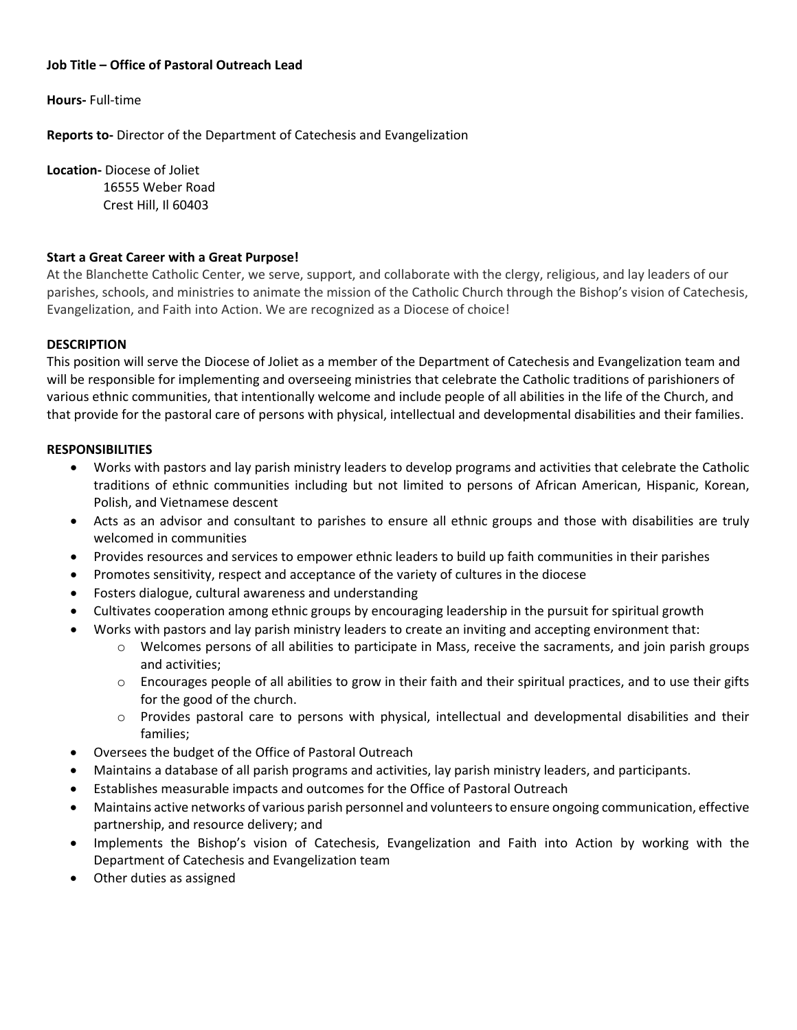**Job Title – Office of Pastoral Outreach Lead**

**Hours-** Full-time

**Reports to-** Director of the Department of Catechesis and Evangelization

**Location-** Diocese of Joliet
16555 Weber Road
Crest Hill, Il 60403

**Start a Great Career with a Great Purpose!**

At the Blanchette Catholic Center, we serve, support, and collaborate with the clergy, religious, and lay leaders of our parishes, schools, and ministries to animate the mission of the Catholic Church through the Bishop's vision of Catechesis, Evangelization, and Faith into Action. We are recognized as a Diocese of choice!

**DESCRIPTION**

This position will serve the Diocese of Joliet as a member of the Department of Catechesis and Evangelization team and will be responsible for implementing and overseeing ministries that celebrate the Catholic traditions of parishioners of various ethnic communities, that intentionally welcome and include people of all abilities in the life of the Church, and that provide for the pastoral care of persons with physical, intellectual and developmental disabilities and their families.

**RESPONSIBILITIES**

- Works with pastors and lay parish ministry leaders to develop programs and activities that celebrate the Catholic traditions of ethnic communities including but not limited to persons of African American, Hispanic, Korean, Polish, and Vietnamese descent
- Acts as an advisor and consultant to parishes to ensure all ethnic groups and those with disabilities are truly welcomed in communities
- Provides resources and services to empower ethnic leaders to build up faith communities in their parishes
- Promotes sensitivity, respect and acceptance of the variety of cultures in the diocese
- Fosters dialogue, cultural awareness and understanding
- Cultivates cooperation among ethnic groups by encouraging leadership in the pursuit for spiritual growth
- Works with pastors and lay parish ministry leaders to create an inviting and accepting environment that:
  - Welcomes persons of all abilities to participate in Mass, receive the sacraments, and join parish groups and activities;
  - Encourages people of all abilities to grow in their faith and their spiritual practices, and to use their gifts for the good of the church.
  - Provides pastoral care to persons with physical, intellectual and developmental disabilities and their families;
- Oversees the budget of the Office of Pastoral Outreach
- Maintains a database of all parish programs and activities, lay parish ministry leaders, and participants.
- Establishes measurable impacts and outcomes for the Office of Pastoral Outreach
- Maintains active networks of various parish personnel and volunteers to ensure ongoing communication, effective partnership, and resource delivery; and
- Implements the Bishop's vision of Catechesis, Evangelization and Faith into Action by working with the Department of Catechesis and Evangelization team
- Other duties as assigned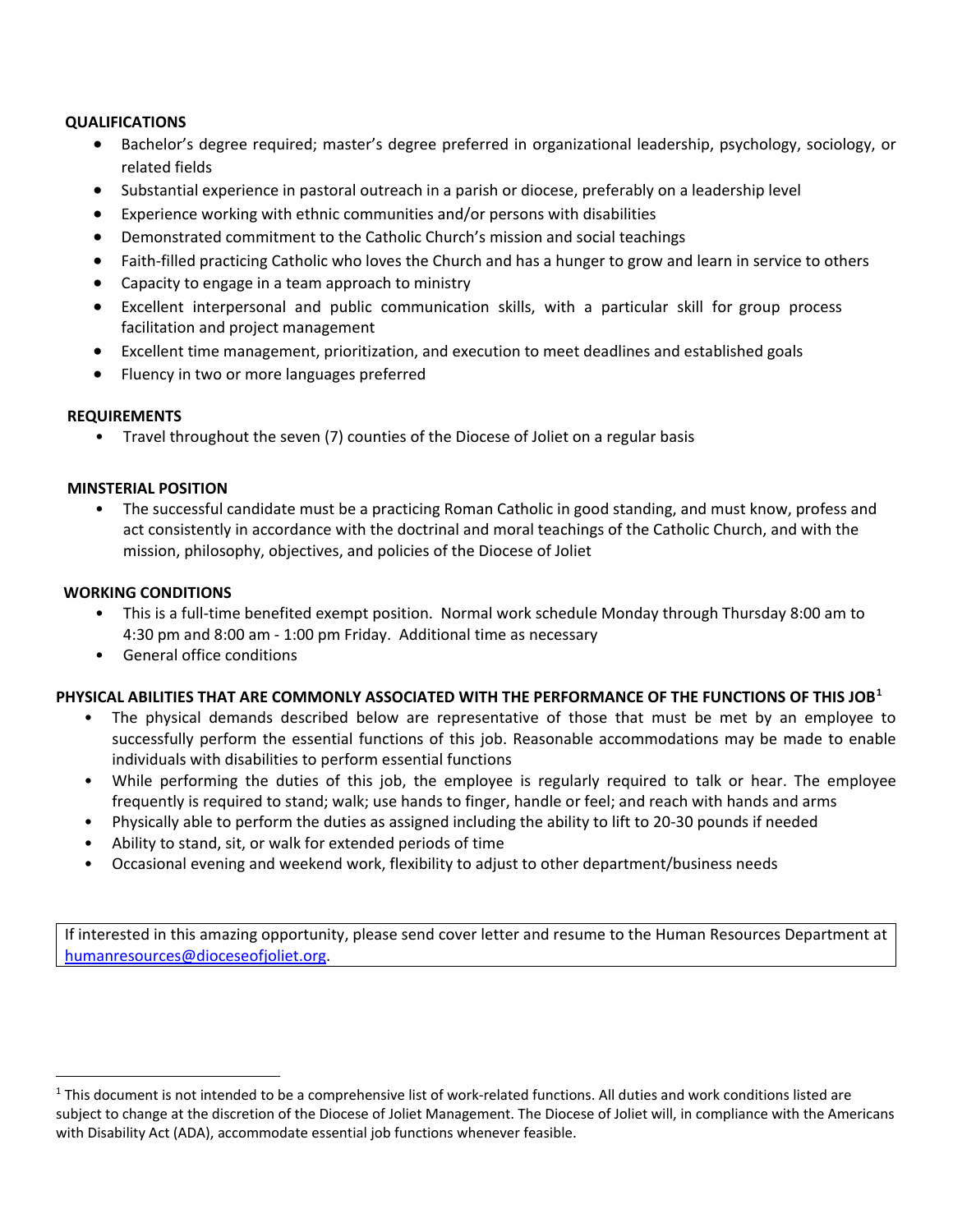**QUALIFICATIONS**

- Bachelor's degree required; master's degree preferred in organizational leadership, psychology, sociology, or related fields
- Substantial experience in pastoral outreach in a parish or diocese, preferably on a leadership level
- Experience working with ethnic communities and/or persons with disabilities
- Demonstrated commitment to the Catholic Church's mission and social teachings
- Faith-filled practicing Catholic who loves the Church and has a hunger to grow and learn in service to others
- Capacity to engage in a team approach to ministry
- Excellent interpersonal and public communication skills, with a particular skill for group process facilitation and project management
- Excellent time management, prioritization, and execution to meet deadlines and established goals
- Fluency in two or more languages preferred

**REQUIREMENTS**

- Travel throughout the seven (7) counties of the Diocese of Joliet on a regular basis

**MINSTERIAL POSITION**

- The successful candidate must be a practicing Roman Catholic in good standing, and must know, profess and act consistently in accordance with the doctrinal and moral teachings of the Catholic Church, and with the mission, philosophy, objectives, and policies of the Diocese of Joliet

**WORKING CONDITIONS**

- This is a full-time benefited exempt position. Normal work schedule Monday through Thursday 8:00 am to 4:30 pm and 8:00 am - 1:00 pm Friday. Additional time as necessary
- General office conditions

**PHYSICAL ABILITIES THAT ARE COMMONLY ASSOCIATED WITH THE PERFORMANCE OF THE FUNCTIONS OF THIS JOB[1]**

- The physical demands described below are representative of those that must be met by an employee to successfully perform the essential functions of this job. Reasonable accommodations may be made to enable individuals with disabilities to perform essential functions
- While performing the duties of this job, the employee is regularly required to talk or hear. The employee frequently is required to stand; walk; use hands to finger, handle or feel; and reach with hands and arms
- Physically able to perform the duties as assigned including the ability to lift to 20-30 pounds if needed
- Ability to stand, sit, or walk for extended periods of time
- Occasional evening and weekend work, flexibility to adjust to other department/business needs

If interested in this amazing opportunity, please send cover letter and resume to the Human Resources Department at [humanresources@dioceseofjoliet.org](mailto:humanresources@dioceseofjoliet.org).

[1] This document is not intended to be a comprehensive list of work-related functions. All duties and work conditions listed are subject to change at the discretion of the Diocese of Joliet Management. The Diocese of Joliet will, in compliance with the Americans with Disability Act (ADA), accommodate essential job functions whenever feasible.